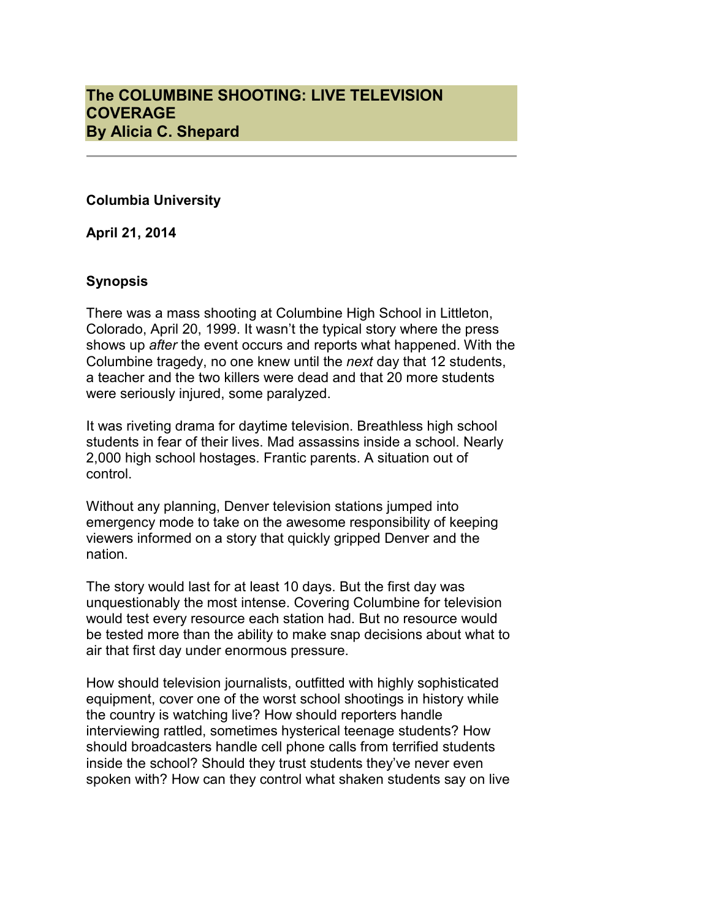# The COLUMBINE SHOOTING: LIVE TELEVISION COVERAGE
# By Alicia C. Shepard

---

**Columbia University**

**April 21, 2014**

**Synopsis**

There was a mass shooting at Columbine High School in Littleton, Colorado, April 20, 1999. It wasn't the typical story where the press shows up *after* the event occurs and reports what happened. With the Columbine tragedy, no one knew until the *next* day that 12 students, a teacher and the two killers were dead and that 20 more students were seriously injured, some paralyzed.

It was riveting drama for daytime television. Breathless high school students in fear of their lives. Mad assassins inside a school. Nearly 2,000 high school hostages. Frantic parents. A situation out of control.

Without any planning, Denver television stations jumped into emergency mode to take on the awesome responsibility of keeping viewers informed on a story that quickly gripped Denver and the nation.

The story would last for at least 10 days. But the first day was unquestionably the most intense. Covering Columbine for television would test every resource each station had. But no resource would be tested more than the ability to make snap decisions about what to air that first day under enormous pressure.

How should television journalists, outfitted with highly sophisticated equipment, cover one of the worst school shootings in history while the country is watching live? How should reporters handle interviewing rattled, sometimes hysterical teenage students? How should broadcasters handle cell phone calls from terrified students inside the school? Should they trust students they've never even spoken with? How can they control what shaken students say on live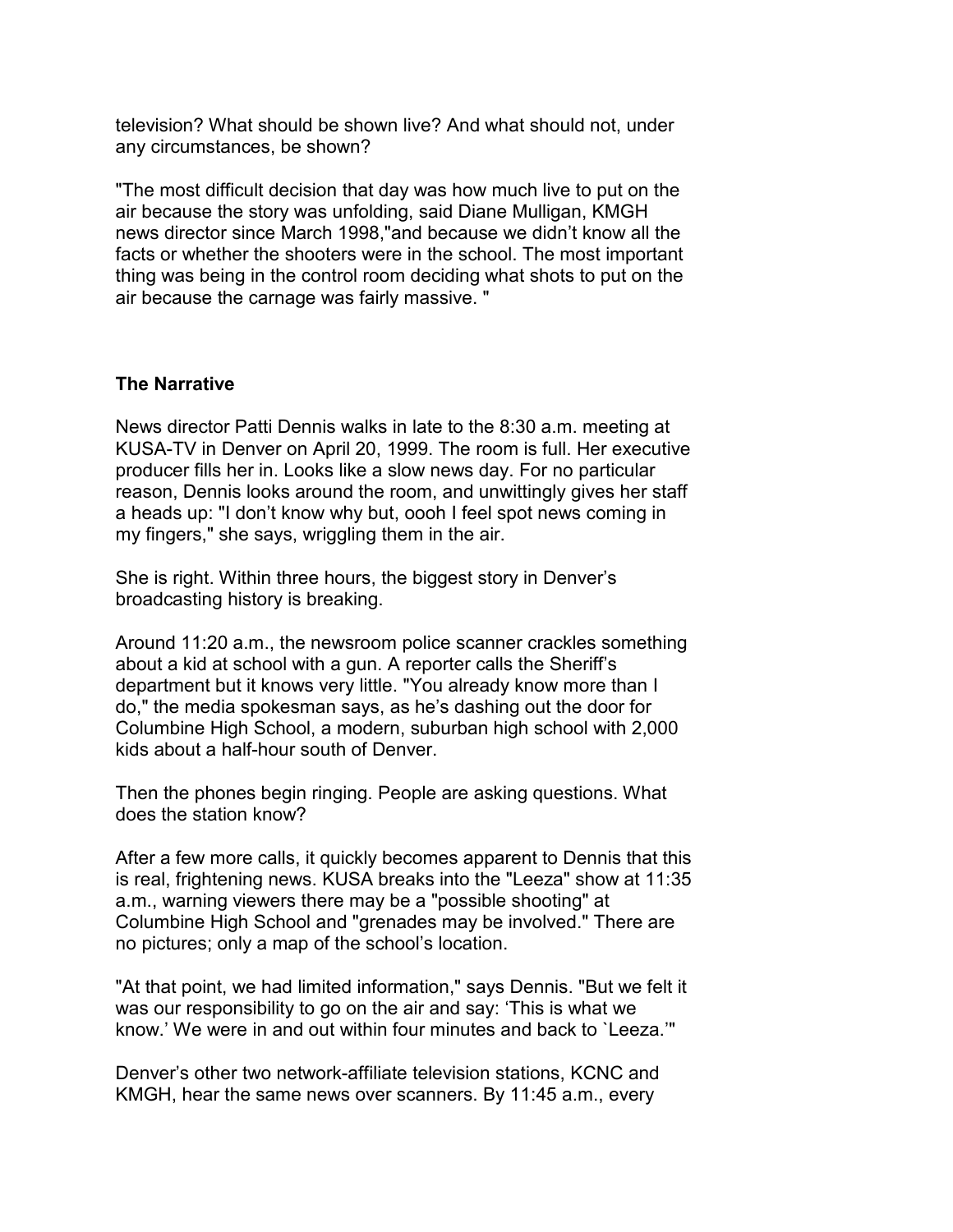television? What should be shown live? And what should not, under any circumstances, be shown?

"The most difficult decision that day was how much live to put on the air because the story was unfolding, said Diane Mulligan, KMGH news director since March 1998,"and because we didn't know all the facts or whether the shooters were in the school. The most important thing was being in the control room deciding what shots to put on the air because the carnage was fairly massive. "

**The Narrative**

News director Patti Dennis walks in late to the 8:30 a.m. meeting at KUSA-TV in Denver on April 20, 1999. The room is full. Her executive producer fills her in. Looks like a slow news day. For no particular reason, Dennis looks around the room, and unwittingly gives her staff a heads up: "I don't know why but, oooh I feel spot news coming in my fingers," she says, wriggling them in the air.

She is right. Within three hours, the biggest story in Denver's broadcasting history is breaking.

Around 11:20 a.m., the newsroom police scanner crackles something about a kid at school with a gun. A reporter calls the Sheriff's department but it knows very little. "You already know more than I do," the media spokesman says, as he's dashing out the door for Columbine High School, a modern, suburban high school with 2,000 kids about a half-hour south of Denver.

Then the phones begin ringing. People are asking questions. What does the station know?

After a few more calls, it quickly becomes apparent to Dennis that this is real, frightening news. KUSA breaks into the "Leeza" show at 11:35 a.m., warning viewers there may be a "possible shooting" at Columbine High School and "grenades may be involved." There are no pictures; only a map of the school's location.

"At that point, we had limited information," says Dennis. "But we felt it was our responsibility to go on the air and say: 'This is what we know.' We were in and out within four minutes and back to `Leeza.'"

Denver's other two network-affiliate television stations, KCNC and KMGH, hear the same news over scanners. By 11:45 a.m., every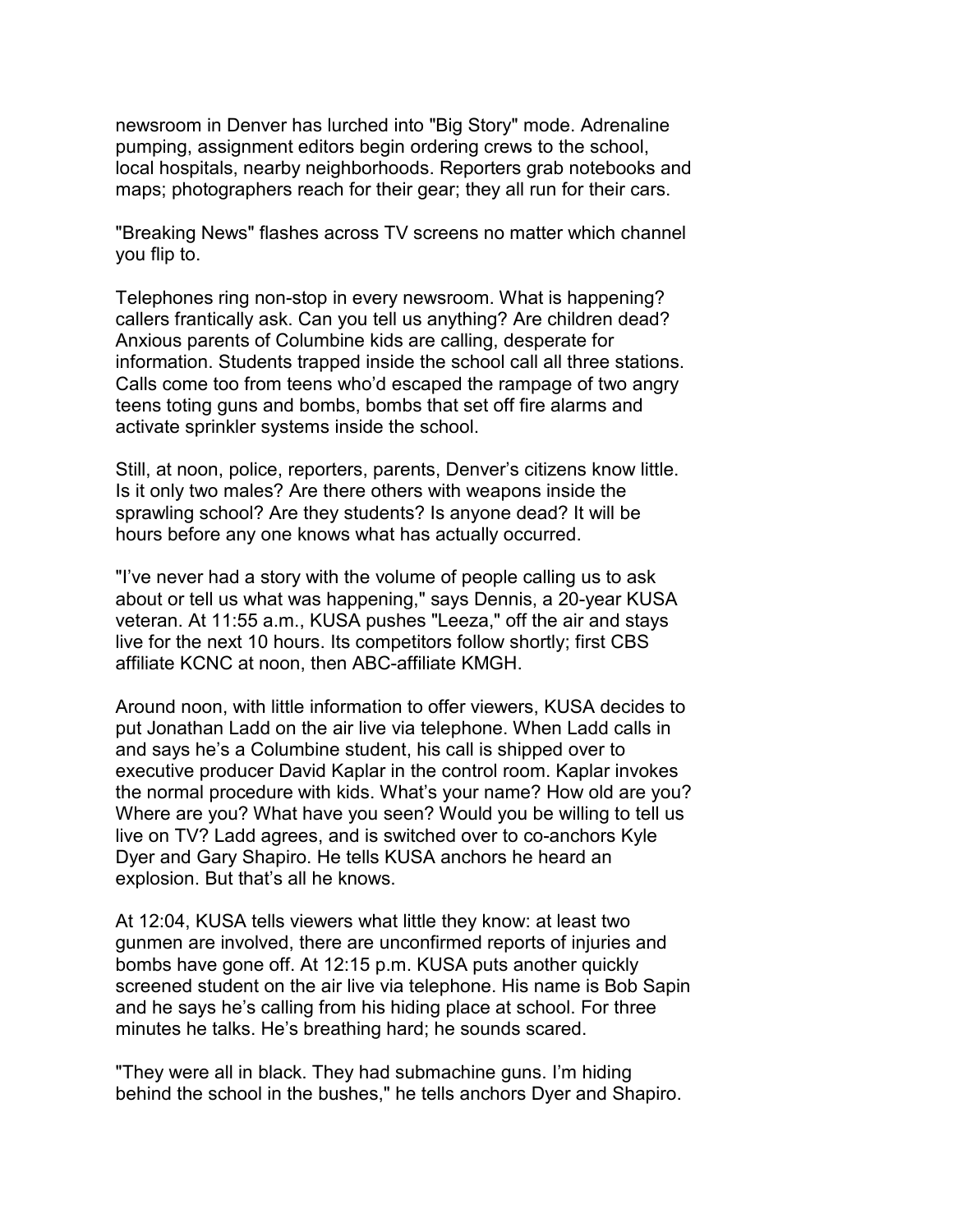newsroom in Denver has lurched into "Big Story" mode. Adrenaline pumping, assignment editors begin ordering crews to the school, local hospitals, nearby neighborhoods. Reporters grab notebooks and maps; photographers reach for their gear; they all run for their cars.

"Breaking News" flashes across TV screens no matter which channel you flip to.

Telephones ring non-stop in every newsroom. What is happening? callers frantically ask. Can you tell us anything? Are children dead? Anxious parents of Columbine kids are calling, desperate for information. Students trapped inside the school call all three stations. Calls come too from teens who'd escaped the rampage of two angry teens toting guns and bombs, bombs that set off fire alarms and activate sprinkler systems inside the school.

Still, at noon, police, reporters, parents, Denver's citizens know little. Is it only two males? Are there others with weapons inside the sprawling school? Are they students? Is anyone dead? It will be hours before any one knows what has actually occurred.

"I've never had a story with the volume of people calling us to ask about or tell us what was happening," says Dennis, a 20-year KUSA veteran. At 11:55 a.m., KUSA pushes "Leeza," off the air and stays live for the next 10 hours. Its competitors follow shortly; first CBS affiliate KCNC at noon, then ABC-affiliate KMGH.

Around noon, with little information to offer viewers, KUSA decides to put Jonathan Ladd on the air live via telephone. When Ladd calls in and says he's a Columbine student, his call is shipped over to executive producer David Kaplar in the control room. Kaplar invokes the normal procedure with kids. What's your name? How old are you? Where are you? What have you seen? Would you be willing to tell us live on TV? Ladd agrees, and is switched over to co-anchors Kyle Dyer and Gary Shapiro. He tells KUSA anchors he heard an explosion. But that's all he knows.

At 12:04, KUSA tells viewers what little they know: at least two gunmen are involved, there are unconfirmed reports of injuries and bombs have gone off. At 12:15 p.m. KUSA puts another quickly screened student on the air live via telephone. His name is Bob Sapin and he says he's calling from his hiding place at school. For three minutes he talks. He's breathing hard; he sounds scared.

"They were all in black. They had submachine guns. I'm hiding behind the school in the bushes," he tells anchors Dyer and Shapiro.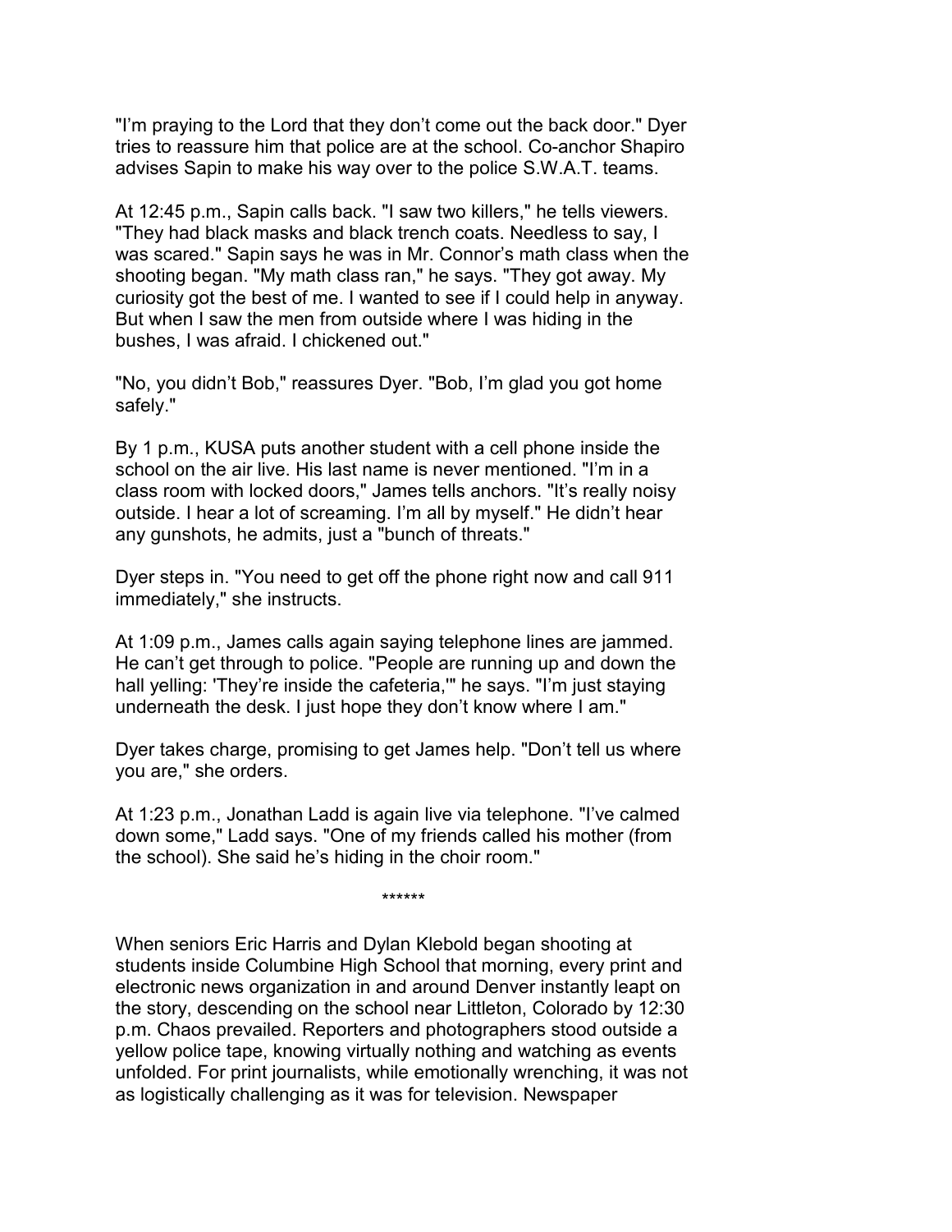"I'm praying to the Lord that they don't come out the back door." Dyer tries to reassure him that police are at the school. Co-anchor Shapiro advises Sapin to make his way over to the police S.W.A.T. teams.

At 12:45 p.m., Sapin calls back. "I saw two killers," he tells viewers. "They had black masks and black trench coats. Needless to say, I was scared." Sapin says he was in Mr. Connor's math class when the shooting began. "My math class ran," he says. "They got away. My curiosity got the best of me. I wanted to see if I could help in anyway. But when I saw the men from outside where I was hiding in the bushes, I was afraid. I chickened out."

"No, you didn't Bob," reassures Dyer. "Bob, I'm glad you got home safely."

By 1 p.m., KUSA puts another student with a cell phone inside the school on the air live. His last name is never mentioned. "I'm in a class room with locked doors," James tells anchors. "It's really noisy outside. I hear a lot of screaming. I'm all by myself." He didn't hear any gunshots, he admits, just a "bunch of threats."

Dyer steps in. "You need to get off the phone right now and call 911 immediately," she instructs.

At 1:09 p.m., James calls again saying telephone lines are jammed. He can't get through to police. "People are running up and down the hall yelling: 'They're inside the cafeteria,'" he says. "I'm just staying underneath the desk. I just hope they don't know where I am."

Dyer takes charge, promising to get James help. "Don't tell us where you are," she orders.

At 1:23 p.m., Jonathan Ladd is again live via telephone. "I've calmed down some," Ladd says. "One of my friends called his mother (from the school). She said he's hiding in the choir room."

******

When seniors Eric Harris and Dylan Klebold began shooting at students inside Columbine High School that morning, every print and electronic news organization in and around Denver instantly leapt on the story, descending on the school near Littleton, Colorado by 12:30 p.m. Chaos prevailed. Reporters and photographers stood outside a yellow police tape, knowing virtually nothing and watching as events unfolded. For print journalists, while emotionally wrenching, it was not as logistically challenging as it was for television. Newspaper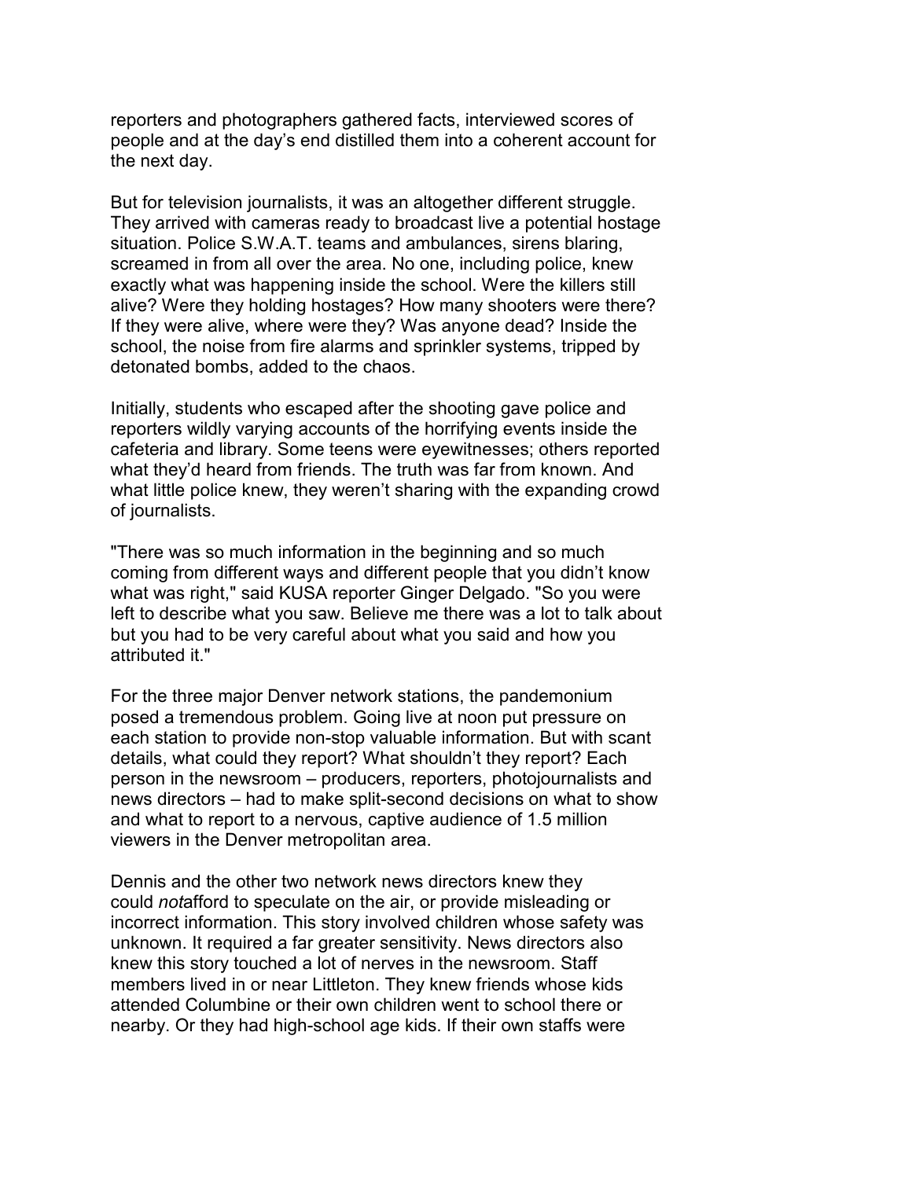reporters and photographers gathered facts, interviewed scores of people and at the day's end distilled them into a coherent account for the next day.

But for television journalists, it was an altogether different struggle. They arrived with cameras ready to broadcast live a potential hostage situation. Police S.W.A.T. teams and ambulances, sirens blaring, screamed in from all over the area. No one, including police, knew exactly what was happening inside the school. Were the killers still alive? Were they holding hostages? How many shooters were there? If they were alive, where were they? Was anyone dead? Inside the school, the noise from fire alarms and sprinkler systems, tripped by detonated bombs, added to the chaos.

Initially, students who escaped after the shooting gave police and reporters wildly varying accounts of the horrifying events inside the cafeteria and library. Some teens were eyewitnesses; others reported what they'd heard from friends. The truth was far from known. And what little police knew, they weren't sharing with the expanding crowd of journalists.

"There was so much information in the beginning and so much coming from different ways and different people that you didn't know what was right," said KUSA reporter Ginger Delgado. "So you were left to describe what you saw. Believe me there was a lot to talk about but you had to be very careful about what you said and how you attributed it."

For the three major Denver network stations, the pandemonium posed a tremendous problem. Going live at noon put pressure on each station to provide non-stop valuable information. But with scant details, what could they report? What shouldn't they report? Each person in the newsroom – producers, reporters, photojournalists and news directors – had to make split-second decisions on what to show and what to report to a nervous, captive audience of 1.5 million viewers in the Denver metropolitan area.

Dennis and the other two network news directors knew they could *not*afford to speculate on the air, or provide misleading or incorrect information. This story involved children whose safety was unknown. It required a far greater sensitivity. News directors also knew this story touched a lot of nerves in the newsroom. Staff members lived in or near Littleton. They knew friends whose kids attended Columbine or their own children went to school there or nearby. Or they had high-school age kids. If their own staffs were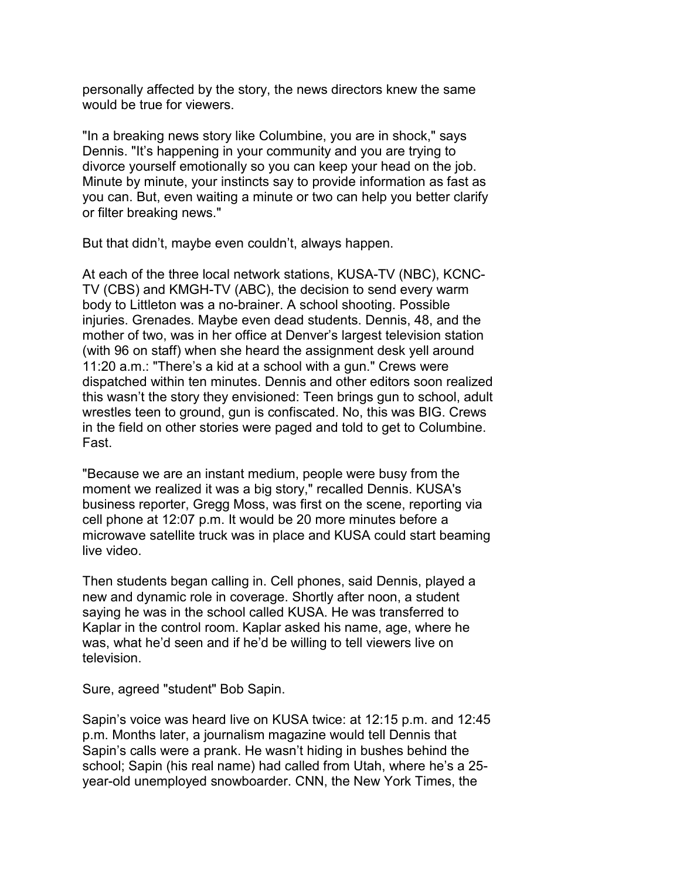personally affected by the story, the news directors knew the same would be true for viewers.

"In a breaking news story like Columbine, you are in shock," says Dennis. "It's happening in your community and you are trying to divorce yourself emotionally so you can keep your head on the job. Minute by minute, your instincts say to provide information as fast as you can. But, even waiting a minute or two can help you better clarify or filter breaking news."

But that didn't, maybe even couldn't, always happen.

At each of the three local network stations, KUSA-TV (NBC), KCNC-TV (CBS) and KMGH-TV (ABC), the decision to send every warm body to Littleton was a no-brainer. A school shooting. Possible injuries. Grenades. Maybe even dead students. Dennis, 48, and the mother of two, was in her office at Denver's largest television station (with 96 on staff) when she heard the assignment desk yell around 11:20 a.m.: "There's a kid at a school with a gun." Crews were dispatched within ten minutes. Dennis and other editors soon realized this wasn't the story they envisioned: Teen brings gun to school, adult wrestles teen to ground, gun is confiscated. No, this was BIG. Crews in the field on other stories were paged and told to get to Columbine. Fast.

"Because we are an instant medium, people were busy from the moment we realized it was a big story," recalled Dennis. KUSA's business reporter, Gregg Moss, was first on the scene, reporting via cell phone at 12:07 p.m. It would be 20 more minutes before a microwave satellite truck was in place and KUSA could start beaming live video.

Then students began calling in. Cell phones, said Dennis, played a new and dynamic role in coverage. Shortly after noon, a student saying he was in the school called KUSA. He was transferred to Kaplar in the control room. Kaplar asked his name, age, where he was, what he'd seen and if he'd be willing to tell viewers live on television.

Sure, agreed "student" Bob Sapin.

Sapin's voice was heard live on KUSA twice: at 12:15 p.m. and 12:45 p.m. Months later, a journalism magazine would tell Dennis that Sapin's calls were a prank. He wasn't hiding in bushes behind the school; Sapin (his real name) had called from Utah, where he's a 25-year-old unemployed snowboarder. CNN, the New York Times, the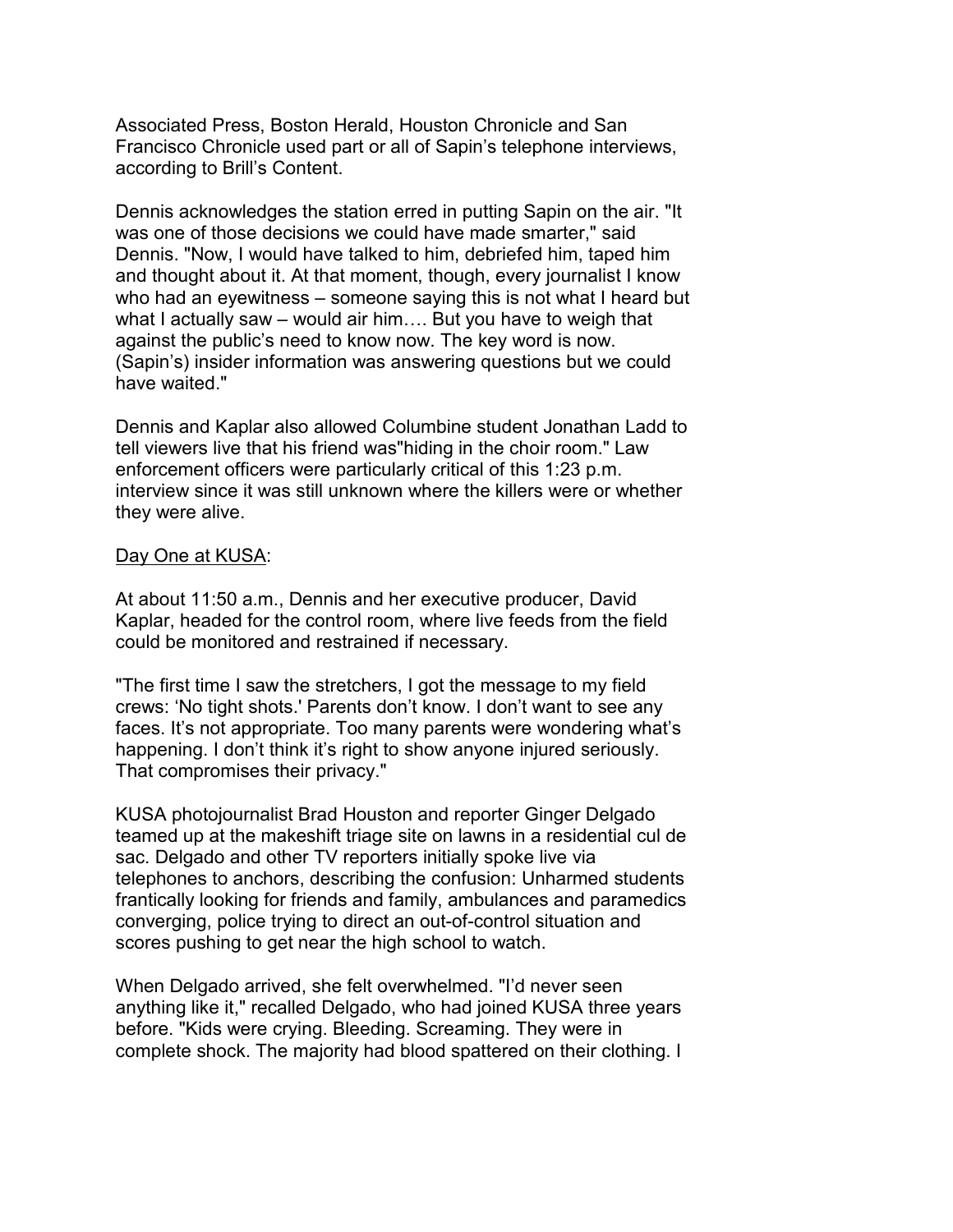Associated Press, Boston Herald, Houston Chronicle and San Francisco Chronicle used part or all of Sapin's telephone interviews, according to Brill's Content.

Dennis acknowledges the station erred in putting Sapin on the air. "It was one of those decisions we could have made smarter," said Dennis. "Now, I would have talked to him, debriefed him, taped him and thought about it. At that moment, though, every journalist I know who had an eyewitness – someone saying this is not what I heard but what I actually saw – would air him…. But you have to weigh that against the public's need to know now. The key word is now. (Sapin's) insider information was answering questions but we could have waited."

Dennis and Kaplar also allowed Columbine student Jonathan Ladd to tell viewers live that his friend was"hiding in the choir room." Law enforcement officers were particularly critical of this 1:23 p.m. interview since it was still unknown where the killers were or whether they were alive.

<u>Day One at KUSA</u>:

At about 11:50 a.m., Dennis and her executive producer, David Kaplar, headed for the control room, where live feeds from the field could be monitored and restrained if necessary.

"The first time I saw the stretchers, I got the message to my field crews: 'No tight shots.' Parents don't know. I don't want to see any faces. It's not appropriate. Too many parents were wondering what's happening. I don't think it's right to show anyone injured seriously. That compromises their privacy."

KUSA photojournalist Brad Houston and reporter Ginger Delgado teamed up at the makeshift triage site on lawns in a residential cul de sac. Delgado and other TV reporters initially spoke live via telephones to anchors, describing the confusion: Unharmed students frantically looking for friends and family, ambulances and paramedics converging, police trying to direct an out-of-control situation and scores pushing to get near the high school to watch.

When Delgado arrived, she felt overwhelmed. "I'd never seen anything like it," recalled Delgado, who had joined KUSA three years before. "Kids were crying. Bleeding. Screaming. They were in complete shock. The majority had blood spattered on their clothing. I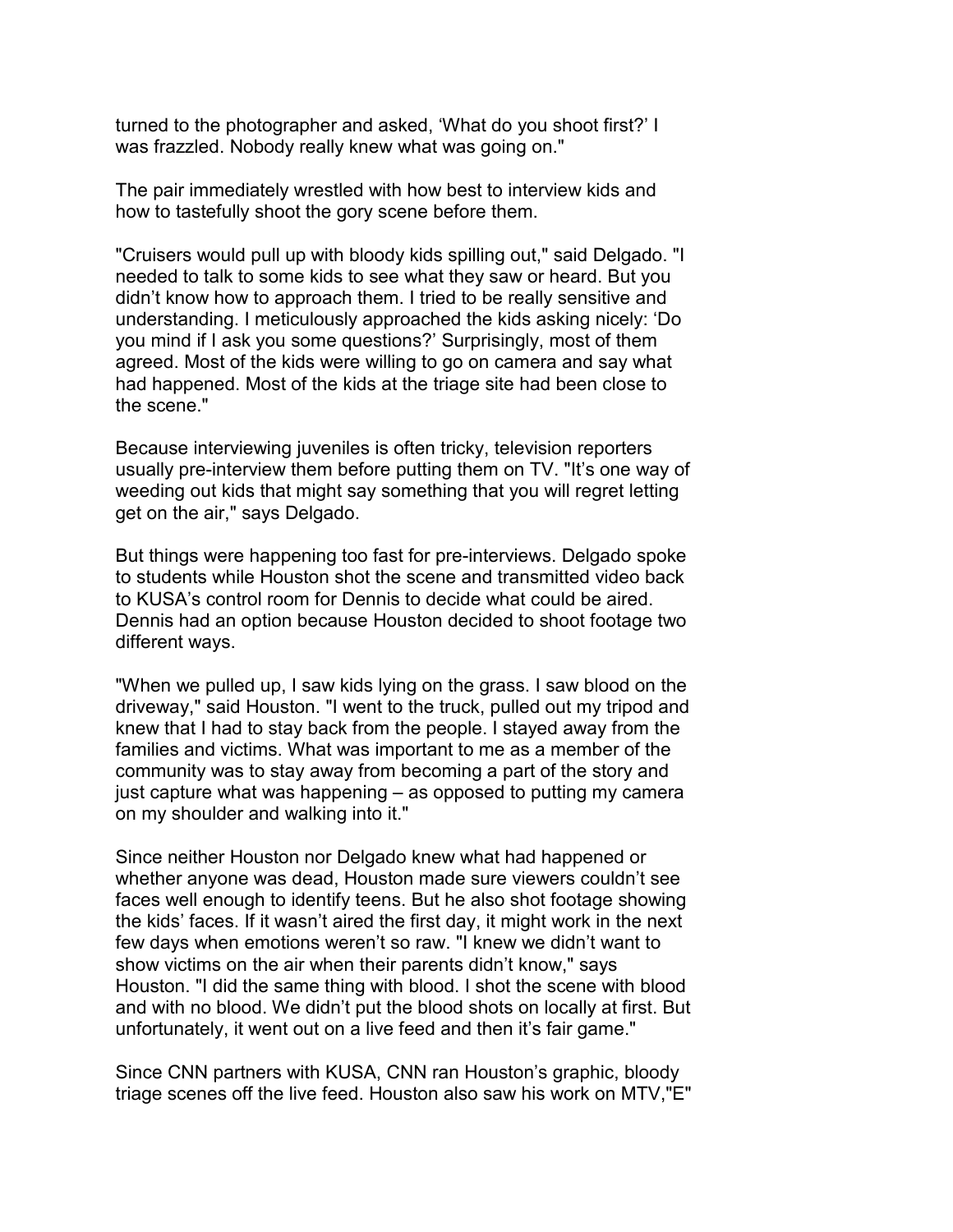turned to the photographer and asked, ‘What do you shoot first?’ I was frazzled. Nobody really knew what was going on."

The pair immediately wrestled with how best to interview kids and how to tastefully shoot the gory scene before them.

"Cruisers would pull up with bloody kids spilling out," said Delgado. "I needed to talk to some kids to see what they saw or heard. But you didn’t know how to approach them. I tried to be really sensitive and understanding. I meticulously approached the kids asking nicely: ‘Do you mind if I ask you some questions?’ Surprisingly, most of them agreed. Most of the kids were willing to go on camera and say what had happened. Most of the kids at the triage site had been close to the scene."

Because interviewing juveniles is often tricky, television reporters usually pre-interview them before putting them on TV. "It’s one way of weeding out kids that might say something that you will regret letting get on the air," says Delgado.

But things were happening too fast for pre-interviews. Delgado spoke to students while Houston shot the scene and transmitted video back to KUSA’s control room for Dennis to decide what could be aired. Dennis had an option because Houston decided to shoot footage two different ways.

"When we pulled up, I saw kids lying on the grass. I saw blood on the driveway," said Houston. "I went to the truck, pulled out my tripod and knew that I had to stay back from the people. I stayed away from the families and victims. What was important to me as a member of the community was to stay away from becoming a part of the story and just capture what was happening – as opposed to putting my camera on my shoulder and walking into it."

Since neither Houston nor Delgado knew what had happened or whether anyone was dead, Houston made sure viewers couldn’t see faces well enough to identify teens. But he also shot footage showing the kids’ faces. If it wasn’t aired the first day, it might work in the next few days when emotions weren’t so raw. "I knew we didn’t want to show victims on the air when their parents didn’t know," says Houston. "I did the same thing with blood. I shot the scene with blood and with no blood. We didn’t put the blood shots on locally at first. But unfortunately, it went out on a live feed and then it’s fair game."

Since CNN partners with KUSA, CNN ran Houston’s graphic, bloody triage scenes off the live feed. Houston also saw his work on MTV,"E"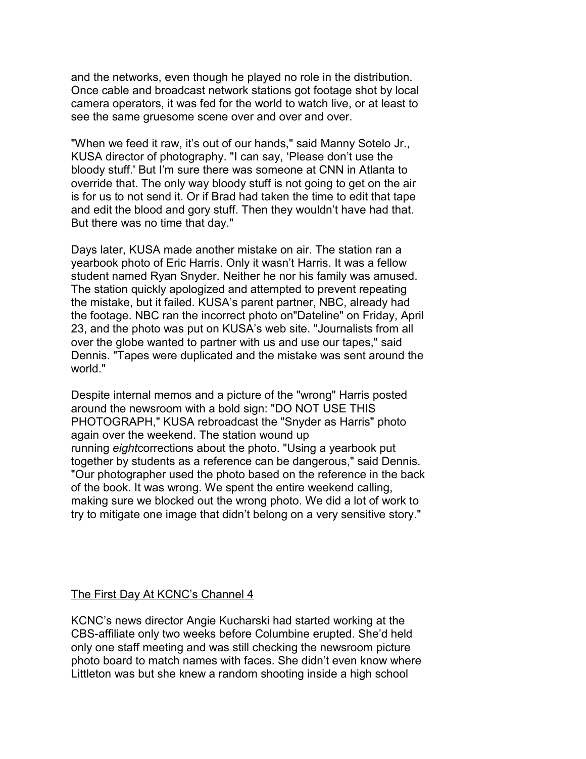and the networks, even though he played no role in the distribution. Once cable and broadcast network stations got footage shot by local camera operators, it was fed for the world to watch live, or at least to see the same gruesome scene over and over and over.

"When we feed it raw, it's out of our hands," said Manny Sotelo Jr., KUSA director of photography. "I can say, 'Please don't use the bloody stuff.' But I'm sure there was someone at CNN in Atlanta to override that. The only way bloody stuff is not going to get on the air is for us to not send it. Or if Brad had taken the time to edit that tape and edit the blood and gory stuff. Then they wouldn't have had that. But there was no time that day."

Days later, KUSA made another mistake on air. The station ran a yearbook photo of Eric Harris. Only it wasn't Harris. It was a fellow student named Ryan Snyder. Neither he nor his family was amused. The station quickly apologized and attempted to prevent repeating the mistake, but it failed. KUSA's parent partner, NBC, already had the footage. NBC ran the incorrect photo on"Dateline" on Friday, April 23, and the photo was put on KUSA's web site. "Journalists from all over the globe wanted to partner with us and use our tapes," said Dennis. "Tapes were duplicated and the mistake was sent around the world."

Despite internal memos and a picture of the "wrong" Harris posted around the newsroom with a bold sign: "DO NOT USE THIS PHOTOGRAPH," KUSA rebroadcast the "Snyder as Harris" photo again over the weekend. The station wound up running *eight*corrections about the photo. "Using a yearbook put together by students as a reference can be dangerous," said Dennis. "Our photographer used the photo based on the reference in the back of the book. It was wrong. We spent the entire weekend calling, making sure we blocked out the wrong photo. We did a lot of work to try to mitigate one image that didn't belong on a very sensitive story."

## The First Day At KCNC's Channel 4

KCNC's news director Angie Kucharski had started working at the CBS-affiliate only two weeks before Columbine erupted. She'd held only one staff meeting and was still checking the newsroom picture photo board to match names with faces. She didn't even know where Littleton was but she knew a random shooting inside a high school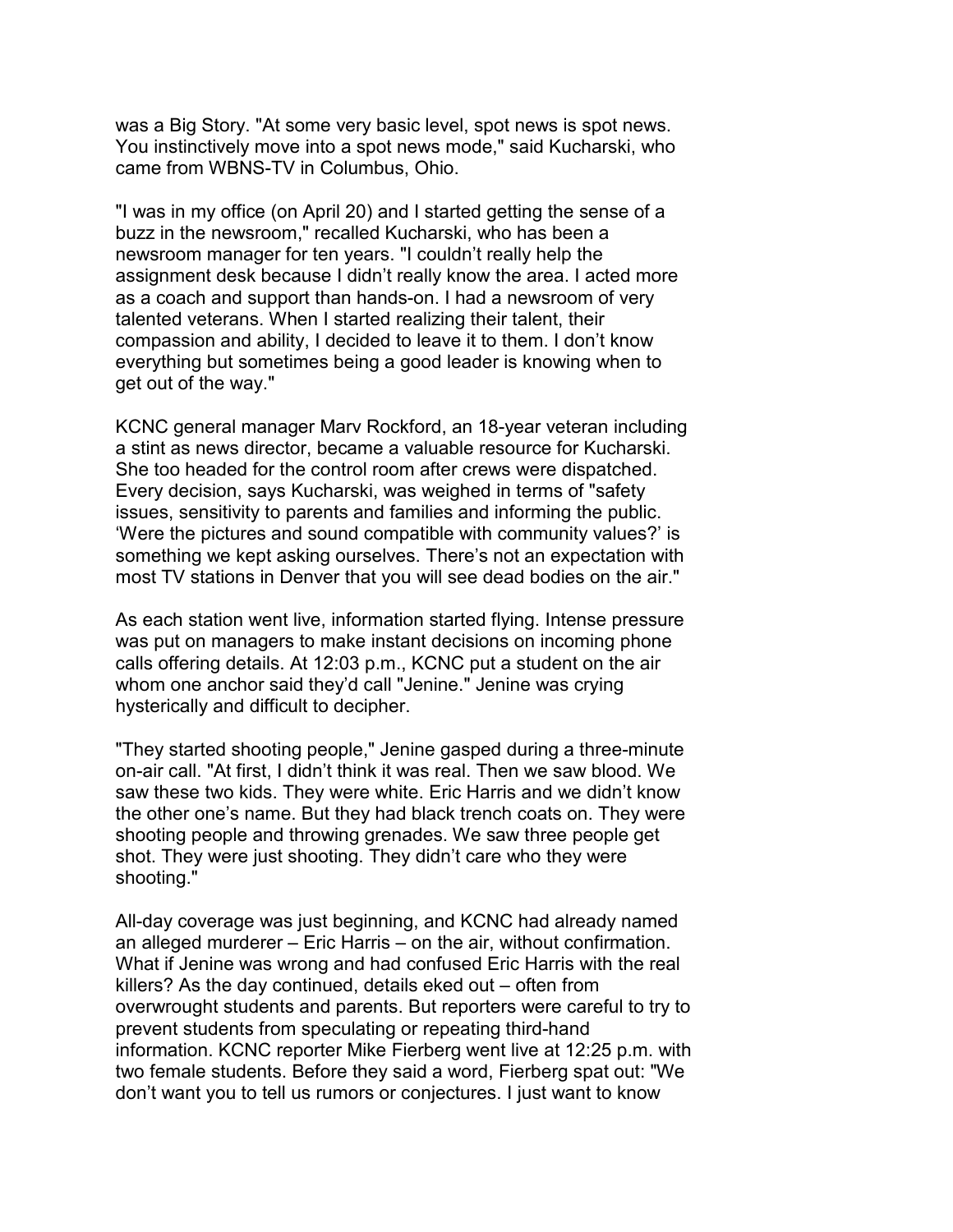was a Big Story. "At some very basic level, spot news is spot news. You instinctively move into a spot news mode," said Kucharski, who came from WBNS-TV in Columbus, Ohio.

"I was in my office (on April 20) and I started getting the sense of a buzz in the newsroom," recalled Kucharski, who has been a newsroom manager for ten years. "I couldn't really help the assignment desk because I didn't really know the area. I acted more as a coach and support than hands-on. I had a newsroom of very talented veterans. When I started realizing their talent, their compassion and ability, I decided to leave it to them. I don't know everything but sometimes being a good leader is knowing when to get out of the way."

KCNC general manager Marv Rockford, an 18-year veteran including a stint as news director, became a valuable resource for Kucharski. She too headed for the control room after crews were dispatched. Every decision, says Kucharski, was weighed in terms of "safety issues, sensitivity to parents and families and informing the public. 'Were the pictures and sound compatible with community values?' is something we kept asking ourselves. There's not an expectation with most TV stations in Denver that you will see dead bodies on the air."

As each station went live, information started flying. Intense pressure was put on managers to make instant decisions on incoming phone calls offering details. At 12:03 p.m., KCNC put a student on the air whom one anchor said they'd call "Jenine." Jenine was crying hysterically and difficult to decipher.

"They started shooting people," Jenine gasped during a three-minute on-air call. "At first, I didn't think it was real. Then we saw blood. We saw these two kids. They were white. Eric Harris and we didn't know the other one's name. But they had black trench coats on. They were shooting people and throwing grenades. We saw three people get shot. They were just shooting. They didn't care who they were shooting."

All-day coverage was just beginning, and KCNC had already named an alleged murderer – Eric Harris – on the air, without confirmation. What if Jenine was wrong and had confused Eric Harris with the real killers? As the day continued, details eked out – often from overwrought students and parents. But reporters were careful to try to prevent students from speculating or repeating third-hand information. KCNC reporter Mike Fierberg went live at 12:25 p.m. with two female students. Before they said a word, Fierberg spat out: "We don't want you to tell us rumors or conjectures. I just want to know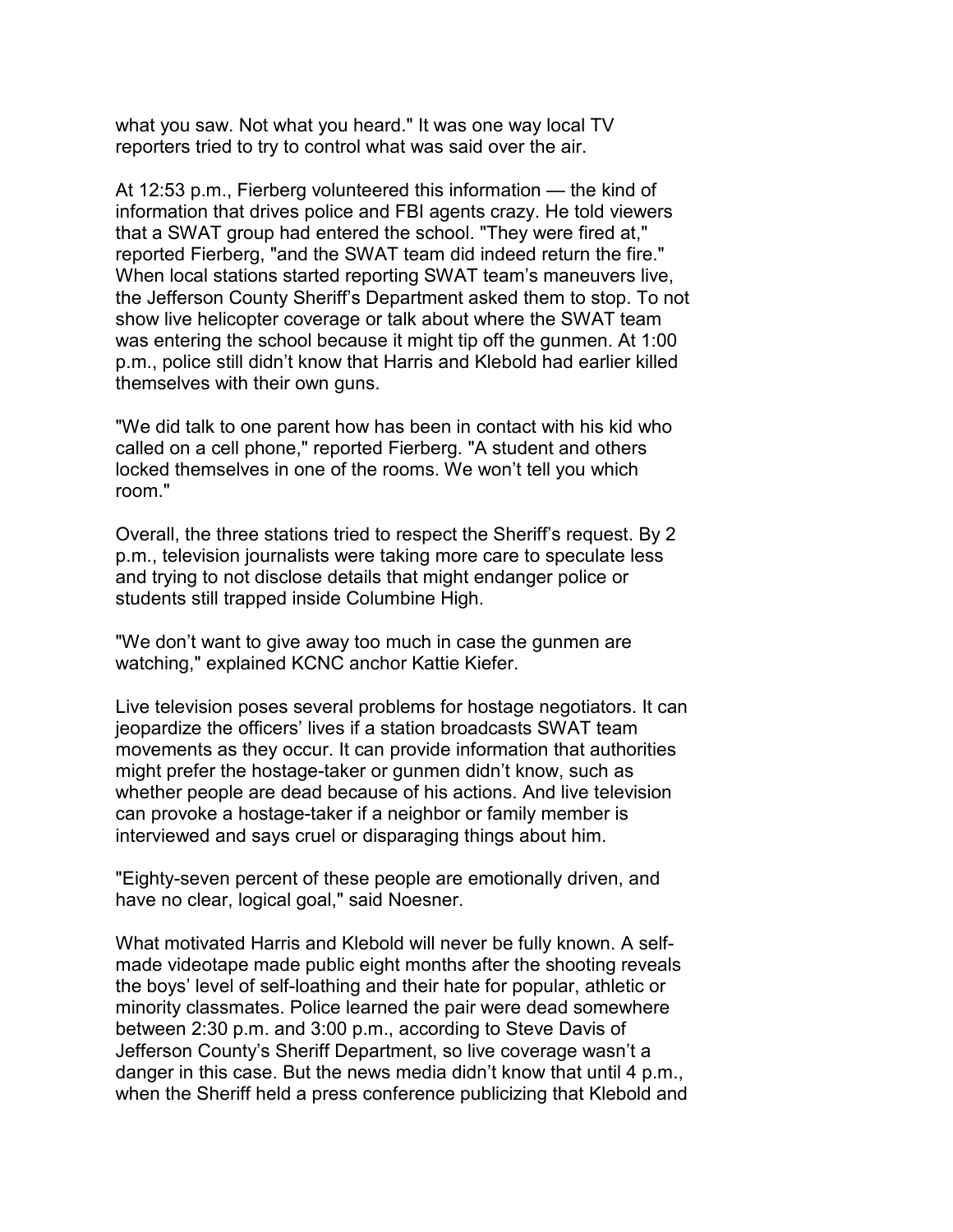what you saw. Not what you heard." It was one way local TV reporters tried to try to control what was said over the air.

At 12:53 p.m., Fierberg volunteered this information — the kind of information that drives police and FBI agents crazy. He told viewers that a SWAT group had entered the school. "They were fired at," reported Fierberg, "and the SWAT team did indeed return the fire." When local stations started reporting SWAT team's maneuvers live, the Jefferson County Sheriff's Department asked them to stop. To not show live helicopter coverage or talk about where the SWAT team was entering the school because it might tip off the gunmen. At 1:00 p.m., police still didn't know that Harris and Klebold had earlier killed themselves with their own guns.

"We did talk to one parent how has been in contact with his kid who called on a cell phone," reported Fierberg. "A student and others locked themselves in one of the rooms. We won't tell you which room."

Overall, the three stations tried to respect the Sheriff's request. By 2 p.m., television journalists were taking more care to speculate less and trying to not disclose details that might endanger police or students still trapped inside Columbine High.

"We don't want to give away too much in case the gunmen are watching," explained KCNC anchor Kattie Kiefer.

Live television poses several problems for hostage negotiators. It can jeopardize the officers' lives if a station broadcasts SWAT team movements as they occur. It can provide information that authorities might prefer the hostage-taker or gunmen didn't know, such as whether people are dead because of his actions. And live television can provoke a hostage-taker if a neighbor or family member is interviewed and says cruel or disparaging things about him.

"Eighty-seven percent of these people are emotionally driven, and have no clear, logical goal," said Noesner.

What motivated Harris and Klebold will never be fully known. A self-made videotape made public eight months after the shooting reveals the boys' level of self-loathing and their hate for popular, athletic or minority classmates. Police learned the pair were dead somewhere between 2:30 p.m. and 3:00 p.m., according to Steve Davis of Jefferson County's Sheriff Department, so live coverage wasn't a danger in this case. But the news media didn't know that until 4 p.m., when the Sheriff held a press conference publicizing that Klebold and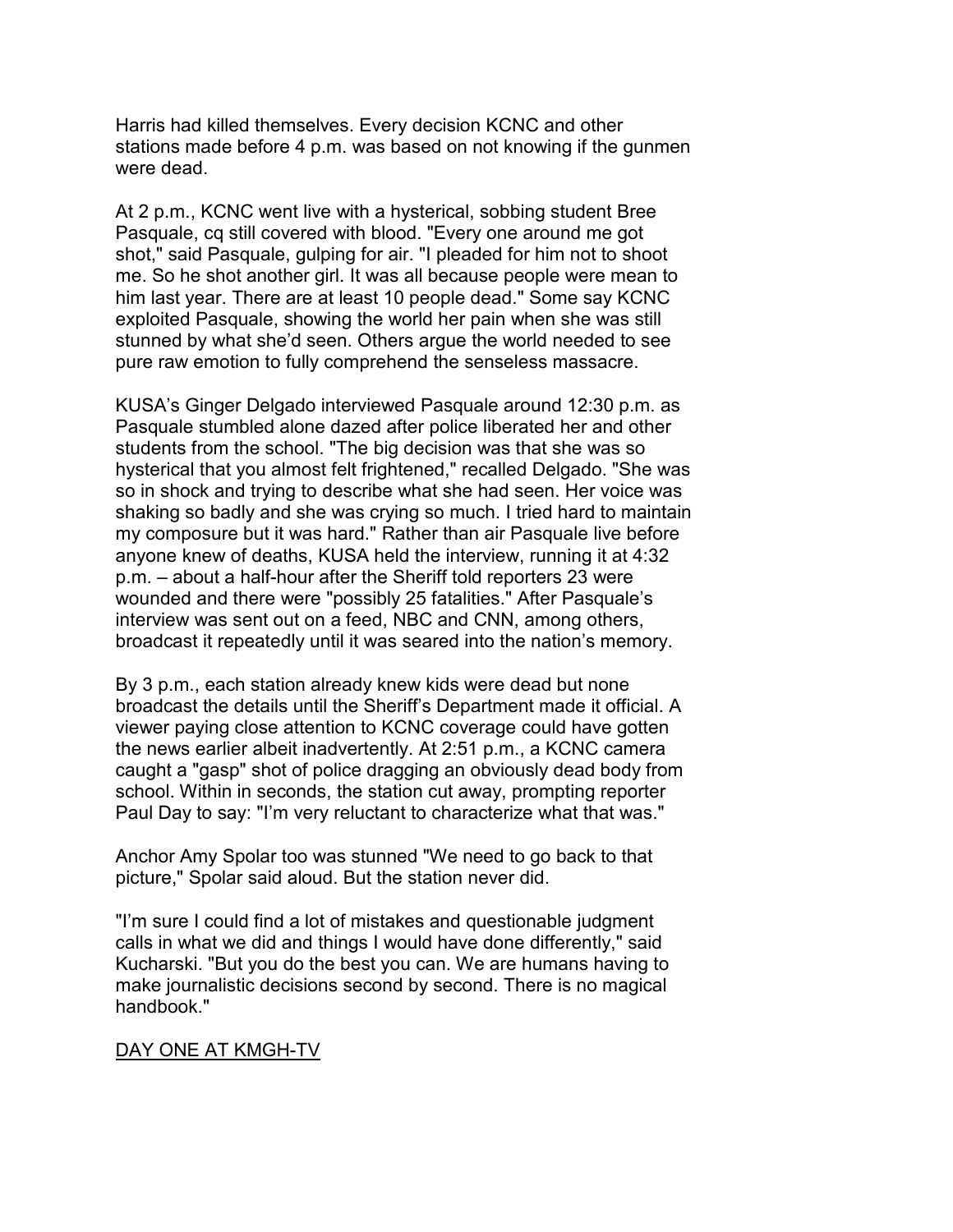Harris had killed themselves. Every decision KCNC and other stations made before 4 p.m. was based on not knowing if the gunmen were dead.

At 2 p.m., KCNC went live with a hysterical, sobbing student Bree Pasquale, cq still covered with blood. "Every one around me got shot," said Pasquale, gulping for air. "I pleaded for him not to shoot me. So he shot another girl. It was all because people were mean to him last year. There are at least 10 people dead." Some say KCNC exploited Pasquale, showing the world her pain when she was still stunned by what she'd seen. Others argue the world needed to see pure raw emotion to fully comprehend the senseless massacre.

KUSA's Ginger Delgado interviewed Pasquale around 12:30 p.m. as Pasquale stumbled alone dazed after police liberated her and other students from the school. "The big decision was that she was so hysterical that you almost felt frightened," recalled Delgado. "She was so in shock and trying to describe what she had seen. Her voice was shaking so badly and she was crying so much. I tried hard to maintain my composure but it was hard." Rather than air Pasquale live before anyone knew of deaths, KUSA held the interview, running it at 4:32 p.m. – about a half-hour after the Sheriff told reporters 23 were wounded and there were "possibly 25 fatalities." After Pasquale's interview was sent out on a feed, NBC and CNN, among others, broadcast it repeatedly until it was seared into the nation's memory.

By 3 p.m., each station already knew kids were dead but none broadcast the details until the Sheriff's Department made it official. A viewer paying close attention to KCNC coverage could have gotten the news earlier albeit inadvertently. At 2:51 p.m., a KCNC camera caught a "gasp" shot of police dragging an obviously dead body from school. Within in seconds, the station cut away, prompting reporter Paul Day to say: "I'm very reluctant to characterize what that was."

Anchor Amy Spolar too was stunned "We need to go back to that picture," Spolar said aloud. But the station never did.

"I'm sure I could find a lot of mistakes and questionable judgment calls in what we did and things I would have done differently," said Kucharski. "But you do the best you can. We are humans having to make journalistic decisions second by second. There is no magical handbook."

## DAY ONE AT KMGH-TV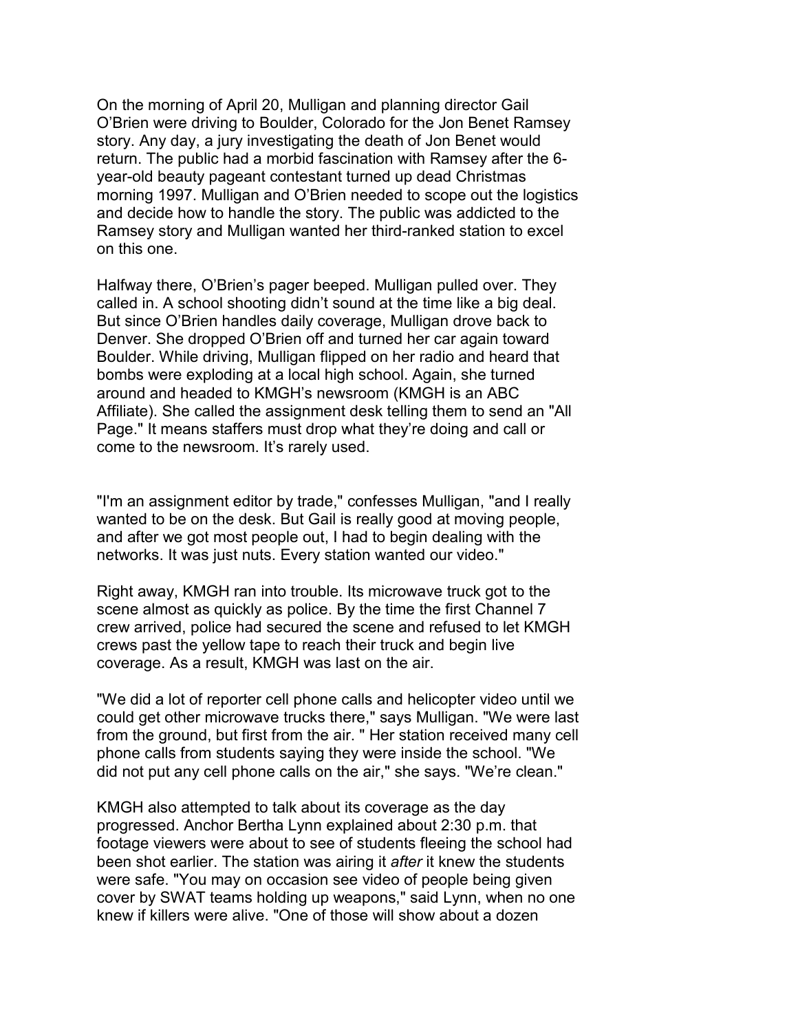On the morning of April 20, Mulligan and planning director Gail O'Brien were driving to Boulder, Colorado for the Jon Benet Ramsey story. Any day, a jury investigating the death of Jon Benet would return. The public had a morbid fascination with Ramsey after the 6-year-old beauty pageant contestant turned up dead Christmas morning 1997. Mulligan and O'Brien needed to scope out the logistics and decide how to handle the story. The public was addicted to the Ramsey story and Mulligan wanted her third-ranked station to excel on this one.

Halfway there, O'Brien's pager beeped. Mulligan pulled over. They called in. A school shooting didn't sound at the time like a big deal. But since O'Brien handles daily coverage, Mulligan drove back to Denver. She dropped O'Brien off and turned her car again toward Boulder. While driving, Mulligan flipped on her radio and heard that bombs were exploding at a local high school. Again, she turned around and headed to KMGH's newsroom (KMGH is an ABC Affiliate). She called the assignment desk telling them to send an "All Page." It means staffers must drop what they're doing and call or come to the newsroom. It's rarely used.

"I'm an assignment editor by trade," confesses Mulligan, "and I really wanted to be on the desk. But Gail is really good at moving people, and after we got most people out, I had to begin dealing with the networks. It was just nuts. Every station wanted our video."

Right away, KMGH ran into trouble. Its microwave truck got to the scene almost as quickly as police. By the time the first Channel 7 crew arrived, police had secured the scene and refused to let KMGH crews past the yellow tape to reach their truck and begin live coverage. As a result, KMGH was last on the air.

"We did a lot of reporter cell phone calls and helicopter video until we could get other microwave trucks there," says Mulligan. "We were last from the ground, but first from the air. " Her station received many cell phone calls from students saying they were inside the school. "We did not put any cell phone calls on the air," she says. "We're clean."

KMGH also attempted to talk about its coverage as the day progressed. Anchor Bertha Lynn explained about 2:30 p.m. that footage viewers were about to see of students fleeing the school had been shot earlier. The station was airing it *after* it knew the students were safe. "You may on occasion see video of people being given cover by SWAT teams holding up weapons," said Lynn, when no one knew if killers were alive. "One of those will show about a dozen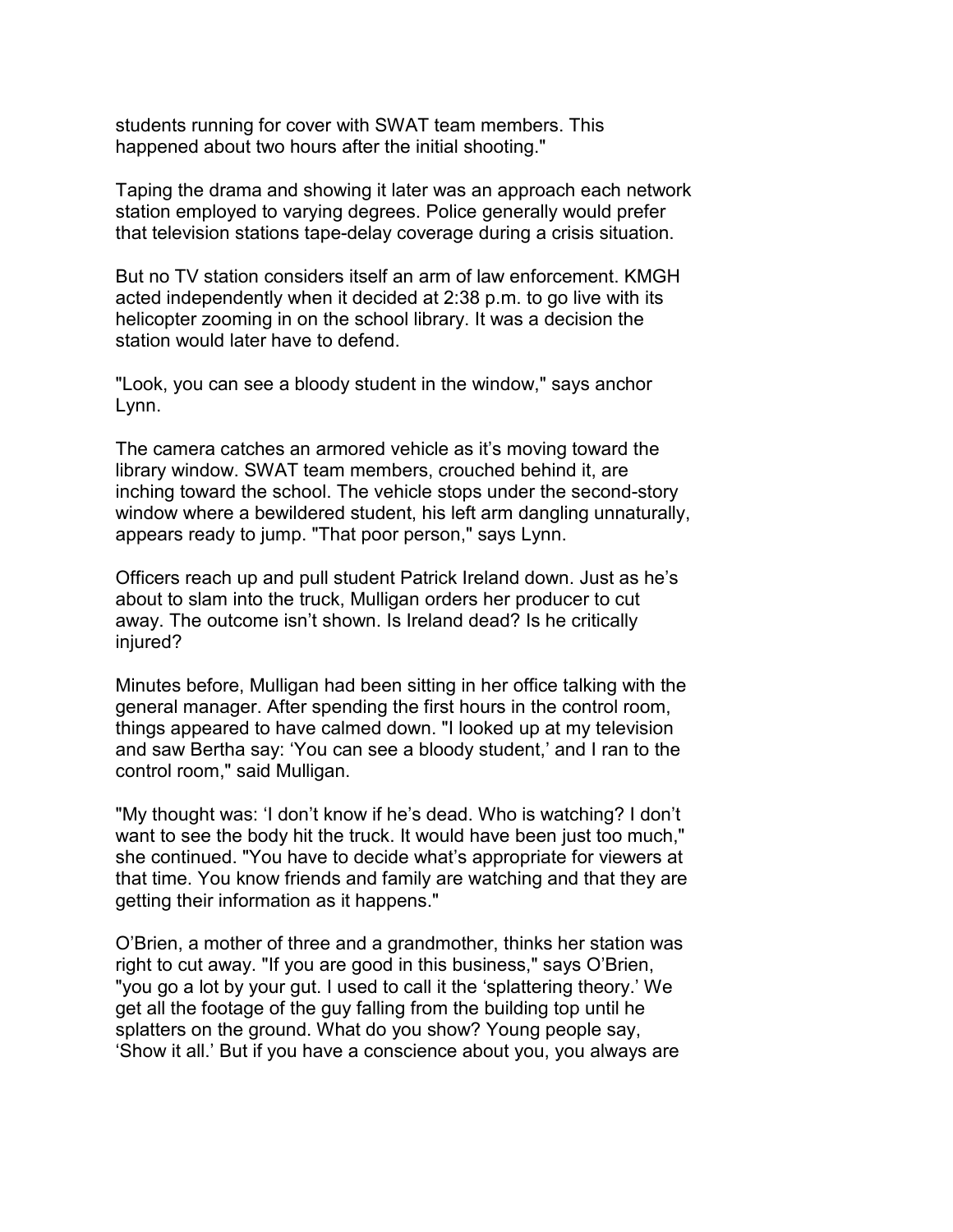students running for cover with SWAT team members. This happened about two hours after the initial shooting."

Taping the drama and showing it later was an approach each network station employed to varying degrees. Police generally would prefer that television stations tape-delay coverage during a crisis situation.

But no TV station considers itself an arm of law enforcement. KMGH acted independently when it decided at 2:38 p.m. to go live with its helicopter zooming in on the school library. It was a decision the station would later have to defend.

"Look, you can see a bloody student in the window," says anchor Lynn.

The camera catches an armored vehicle as it's moving toward the library window. SWAT team members, crouched behind it, are inching toward the school. The vehicle stops under the second-story window where a bewildered student, his left arm dangling unnaturally, appears ready to jump. "That poor person," says Lynn.

Officers reach up and pull student Patrick Ireland down. Just as he's about to slam into the truck, Mulligan orders her producer to cut away. The outcome isn't shown. Is Ireland dead? Is he critically injured?

Minutes before, Mulligan had been sitting in her office talking with the general manager. After spending the first hours in the control room, things appeared to have calmed down. "I looked up at my television and saw Bertha say: 'You can see a bloody student,' and I ran to the control room," said Mulligan.

"My thought was: 'I don't know if he's dead. Who is watching? I don't want to see the body hit the truck. It would have been just too much," she continued. "You have to decide what's appropriate for viewers at that time. You know friends and family are watching and that they are getting their information as it happens."

O'Brien, a mother of three and a grandmother, thinks her station was right to cut away. "If you are good in this business," says O'Brien, "you go a lot by your gut. I used to call it the 'splattering theory.' We get all the footage of the guy falling from the building top until he splatters on the ground. What do you show? Young people say, 'Show it all.' But if you have a conscience about you, you always are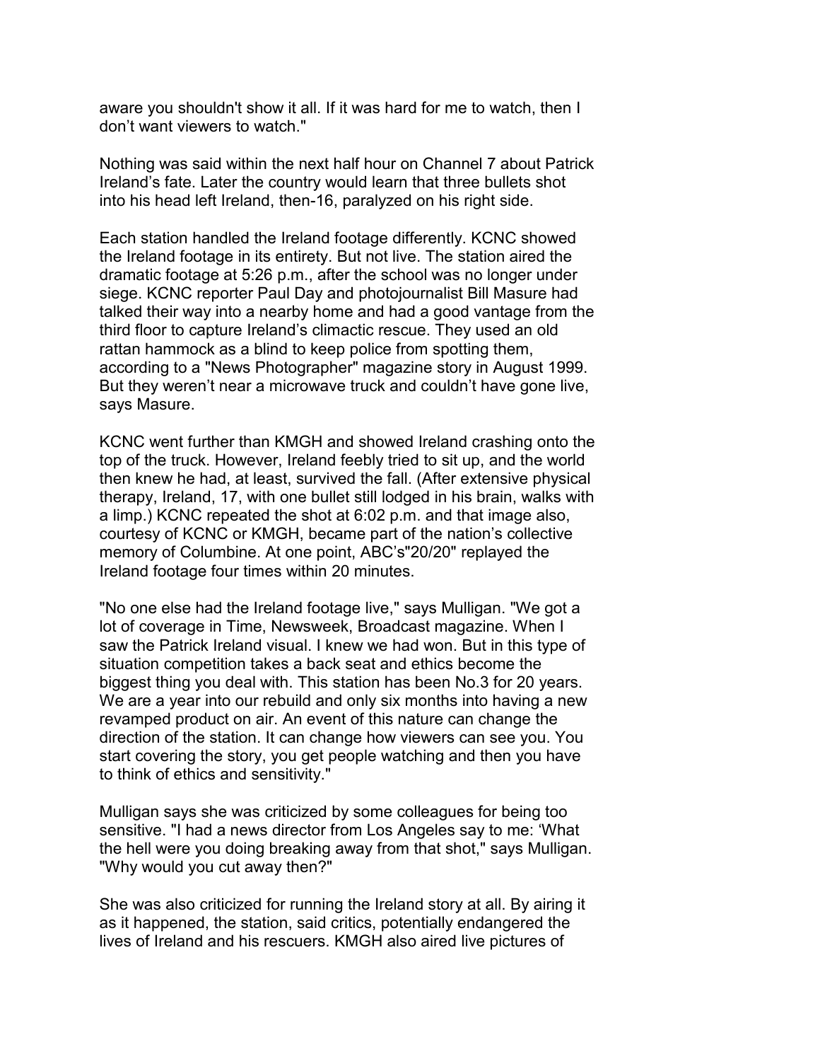aware you shouldn't show it all. If it was hard for me to watch, then I don't want viewers to watch."

Nothing was said within the next half hour on Channel 7 about Patrick Ireland's fate. Later the country would learn that three bullets shot into his head left Ireland, then-16, paralyzed on his right side.

Each station handled the Ireland footage differently. KCNC showed the Ireland footage in its entirety. But not live. The station aired the dramatic footage at 5:26 p.m., after the school was no longer under siege. KCNC reporter Paul Day and photojournalist Bill Masure had talked their way into a nearby home and had a good vantage from the third floor to capture Ireland's climactic rescue. They used an old rattan hammock as a blind to keep police from spotting them, according to a "News Photographer" magazine story in August 1999. But they weren't near a microwave truck and couldn't have gone live, says Masure.

KCNC went further than KMGH and showed Ireland crashing onto the top of the truck. However, Ireland feebly tried to sit up, and the world then knew he had, at least, survived the fall. (After extensive physical therapy, Ireland, 17, with one bullet still lodged in his brain, walks with a limp.) KCNC repeated the shot at 6:02 p.m. and that image also, courtesy of KCNC or KMGH, became part of the nation's collective memory of Columbine. At one point, ABC's"20/20" replayed the Ireland footage four times within 20 minutes.

"No one else had the Ireland footage live," says Mulligan. "We got a lot of coverage in Time, Newsweek, Broadcast magazine. When I saw the Patrick Ireland visual. I knew we had won. But in this type of situation competition takes a back seat and ethics become the biggest thing you deal with. This station has been No.3 for 20 years. We are a year into our rebuild and only six months into having a new revamped product on air. An event of this nature can change the direction of the station. It can change how viewers can see you. You start covering the story, you get people watching and then you have to think of ethics and sensitivity."

Mulligan says she was criticized by some colleagues for being too sensitive. "I had a news director from Los Angeles say to me: 'What the hell were you doing breaking away from that shot," says Mulligan. "Why would you cut away then?"

She was also criticized for running the Ireland story at all. By airing it as it happened, the station, said critics, potentially endangered the lives of Ireland and his rescuers. KMGH also aired live pictures of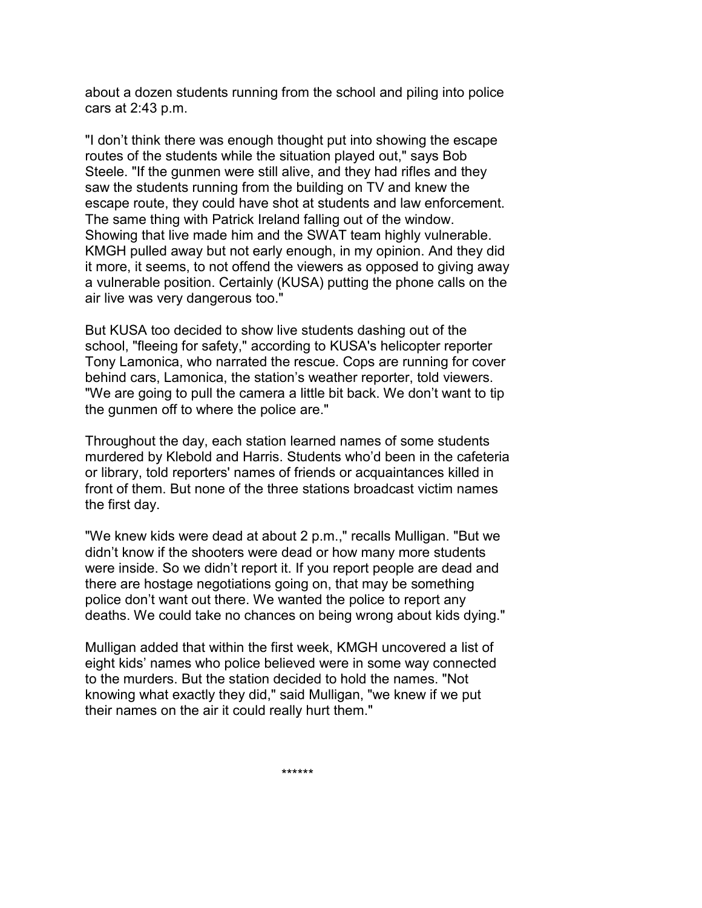about a dozen students running from the school and piling into police cars at 2:43 p.m.

"I don't think there was enough thought put into showing the escape routes of the students while the situation played out," says Bob Steele. "If the gunmen were still alive, and they had rifles and they saw the students running from the building on TV and knew the escape route, they could have shot at students and law enforcement. The same thing with Patrick Ireland falling out of the window. Showing that live made him and the SWAT team highly vulnerable. KMGH pulled away but not early enough, in my opinion. And they did it more, it seems, to not offend the viewers as opposed to giving away a vulnerable position. Certainly (KUSA) putting the phone calls on the air live was very dangerous too."

But KUSA too decided to show live students dashing out of the school, "fleeing for safety," according to KUSA's helicopter reporter Tony Lamonica, who narrated the rescue. Cops are running for cover behind cars, Lamonica, the station's weather reporter, told viewers. "We are going to pull the camera a little bit back. We don't want to tip the gunmen off to where the police are."

Throughout the day, each station learned names of some students murdered by Klebold and Harris. Students who'd been in the cafeteria or library, told reporters' names of friends or acquaintances killed in front of them. But none of the three stations broadcast victim names the first day.

"We knew kids were dead at about 2 p.m.," recalls Mulligan. "But we didn't know if the shooters were dead or how many more students were inside. So we didn't report it. If you report people are dead and there are hostage negotiations going on, that may be something police don't want out there. We wanted the police to report any deaths. We could take no chances on being wrong about kids dying."

Mulligan added that within the first week, KMGH uncovered a list of eight kids' names who police believed were in some way connected to the murders. But the station decided to hold the names. "Not knowing what exactly they did," said Mulligan, "we knew if we put their names on the air it could really hurt them."

******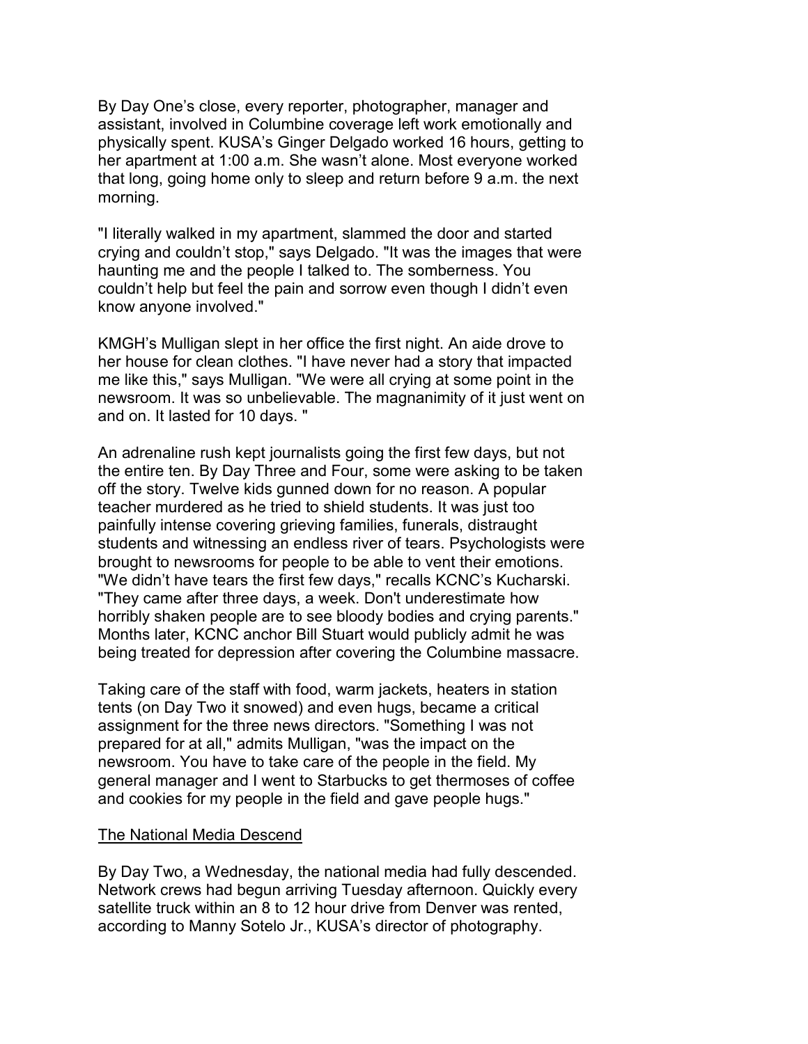By Day One's close, every reporter, photographer, manager and assistant, involved in Columbine coverage left work emotionally and physically spent. KUSA's Ginger Delgado worked 16 hours, getting to her apartment at 1:00 a.m. She wasn't alone. Most everyone worked that long, going home only to sleep and return before 9 a.m. the next morning.

"I literally walked in my apartment, slammed the door and started crying and couldn't stop," says Delgado. "It was the images that were haunting me and the people I talked to. The somberness. You couldn't help but feel the pain and sorrow even though I didn't even know anyone involved."

KMGH's Mulligan slept in her office the first night. An aide drove to her house for clean clothes. "I have never had a story that impacted me like this," says Mulligan. "We were all crying at some point in the newsroom. It was so unbelievable. The magnanimity of it just went on and on. It lasted for 10 days. "

An adrenaline rush kept journalists going the first few days, but not the entire ten. By Day Three and Four, some were asking to be taken off the story. Twelve kids gunned down for no reason. A popular teacher murdered as he tried to shield students. It was just too painfully intense covering grieving families, funerals, distraught students and witnessing an endless river of tears. Psychologists were brought to newsrooms for people to be able to vent their emotions. "We didn't have tears the first few days," recalls KCNC's Kucharski. "They came after three days, a week. Don't underestimate how horribly shaken people are to see bloody bodies and crying parents." Months later, KCNC anchor Bill Stuart would publicly admit he was being treated for depression after covering the Columbine massacre.

Taking care of the staff with food, warm jackets, heaters in station tents (on Day Two it snowed) and even hugs, became a critical assignment for the three news directors. "Something I was not prepared for at all," admits Mulligan, "was the impact on the newsroom. You have to take care of the people in the field. My general manager and I went to Starbucks to get thermoses of coffee and cookies for my people in the field and gave people hugs."

## The National Media Descend

By Day Two, a Wednesday, the national media had fully descended. Network crews had begun arriving Tuesday afternoon. Quickly every satellite truck within an 8 to 12 hour drive from Denver was rented, according to Manny Sotelo Jr., KUSA's director of photography.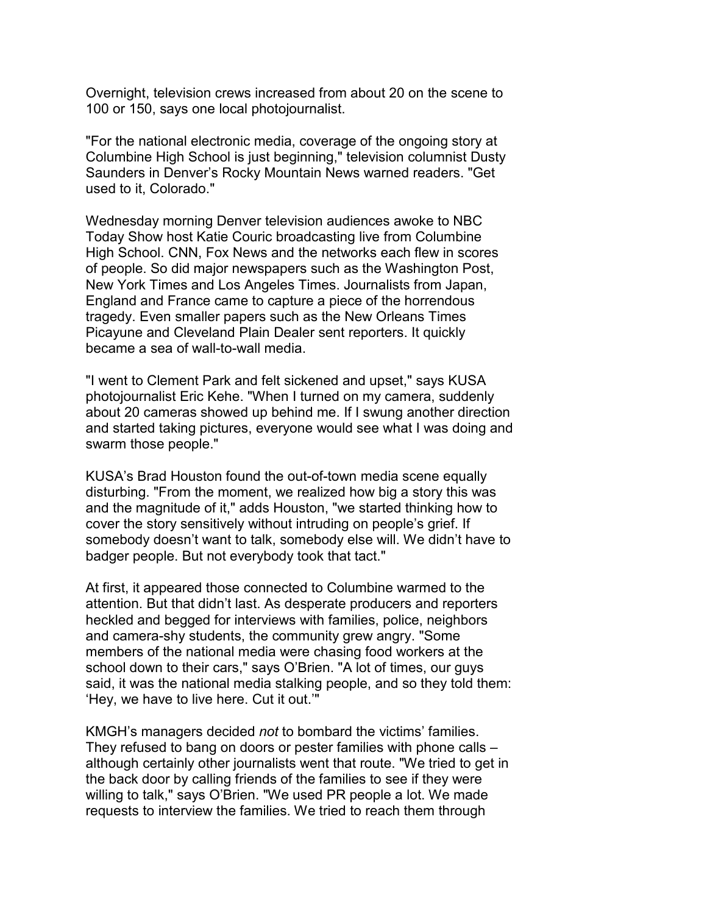Overnight, television crews increased from about 20 on the scene to 100 or 150, says one local photojournalist.

"For the national electronic media, coverage of the ongoing story at Columbine High School is just beginning," television columnist Dusty Saunders in Denver's Rocky Mountain News warned readers. "Get used to it, Colorado."

Wednesday morning Denver television audiences awoke to NBC Today Show host Katie Couric broadcasting live from Columbine High School. CNN, Fox News and the networks each flew in scores of people. So did major newspapers such as the Washington Post, New York Times and Los Angeles Times. Journalists from Japan, England and France came to capture a piece of the horrendous tragedy. Even smaller papers such as the New Orleans Times Picayune and Cleveland Plain Dealer sent reporters. It quickly became a sea of wall-to-wall media.

"I went to Clement Park and felt sickened and upset," says KUSA photojournalist Eric Kehe. "When I turned on my camera, suddenly about 20 cameras showed up behind me. If I swung another direction and started taking pictures, everyone would see what I was doing and swarm those people."

KUSA's Brad Houston found the out-of-town media scene equally disturbing. "From the moment, we realized how big a story this was and the magnitude of it," adds Houston, "we started thinking how to cover the story sensitively without intruding on people's grief. If somebody doesn't want to talk, somebody else will. We didn't have to badger people. But not everybody took that tact."

At first, it appeared those connected to Columbine warmed to the attention. But that didn't last. As desperate producers and reporters heckled and begged for interviews with families, police, neighbors and camera-shy students, the community grew angry. "Some members of the national media were chasing food workers at the school down to their cars," says O'Brien. "A lot of times, our guys said, it was the national media stalking people, and so they told them: 'Hey, we have to live here. Cut it out.'"

KMGH's managers decided *not* to bombard the victims' families. They refused to bang on doors or pester families with phone calls – although certainly other journalists went that route. "We tried to get in the back door by calling friends of the families to see if they were willing to talk," says O'Brien. "We used PR people a lot. We made requests to interview the families. We tried to reach them through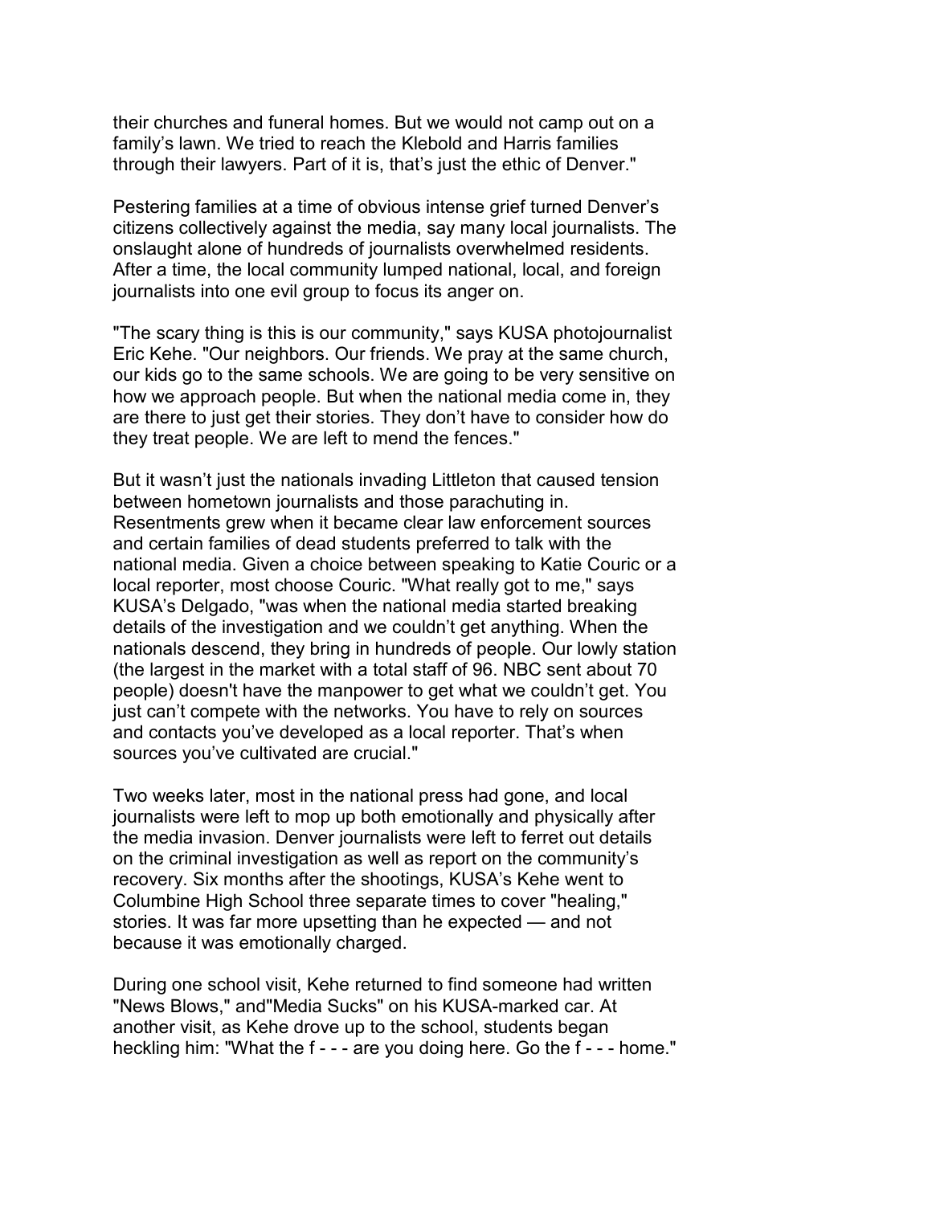their churches and funeral homes. But we would not camp out on a family's lawn. We tried to reach the Klebold and Harris families through their lawyers. Part of it is, that's just the ethic of Denver."

Pestering families at a time of obvious intense grief turned Denver's citizens collectively against the media, say many local journalists. The onslaught alone of hundreds of journalists overwhelmed residents. After a time, the local community lumped national, local, and foreign journalists into one evil group to focus its anger on.

"The scary thing is this is our community," says KUSA photojournalist Eric Kehe. "Our neighbors. Our friends. We pray at the same church, our kids go to the same schools. We are going to be very sensitive on how we approach people. But when the national media come in, they are there to just get their stories. They don't have to consider how do they treat people. We are left to mend the fences."

But it wasn't just the nationals invading Littleton that caused tension between hometown journalists and those parachuting in. Resentments grew when it became clear law enforcement sources and certain families of dead students preferred to talk with the national media. Given a choice between speaking to Katie Couric or a local reporter, most choose Couric. "What really got to me," says KUSA's Delgado, "was when the national media started breaking details of the investigation and we couldn't get anything. When the nationals descend, they bring in hundreds of people. Our lowly station (the largest in the market with a total staff of 96. NBC sent about 70 people) doesn't have the manpower to get what we couldn't get. You just can't compete with the networks. You have to rely on sources and contacts you've developed as a local reporter. That's when sources you've cultivated are crucial."

Two weeks later, most in the national press had gone, and local journalists were left to mop up both emotionally and physically after the media invasion. Denver journalists were left to ferret out details on the criminal investigation as well as report on the community's recovery. Six months after the shootings, KUSA's Kehe went to Columbine High School three separate times to cover "healing," stories. It was far more upsetting than he expected — and not because it was emotionally charged.

During one school visit, Kehe returned to find someone had written "News Blows," and"Media Sucks" on his KUSA-marked car. At another visit, as Kehe drove up to the school, students began heckling him: "What the f - - - are you doing here. Go the f - - - home."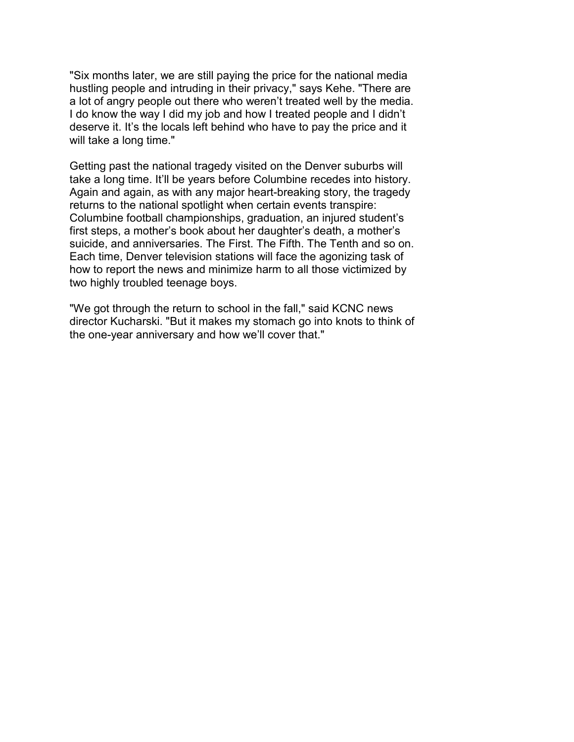"Six months later, we are still paying the price for the national media hustling people and intruding in their privacy," says Kehe. "There are a lot of angry people out there who weren't treated well by the media. I do know the way I did my job and how I treated people and I didn't deserve it. It's the locals left behind who have to pay the price and it will take a long time."

Getting past the national tragedy visited on the Denver suburbs will take a long time. It'll be years before Columbine recedes into history. Again and again, as with any major heart-breaking story, the tragedy returns to the national spotlight when certain events transpire: Columbine football championships, graduation, an injured student's first steps, a mother's book about her daughter's death, a mother's suicide, and anniversaries. The First. The Fifth. The Tenth and so on. Each time, Denver television stations will face the agonizing task of how to report the news and minimize harm to all those victimized by two highly troubled teenage boys.

"We got through the return to school in the fall," said KCNC news director Kucharski. "But it makes my stomach go into knots to think of the one-year anniversary and how we'll cover that."